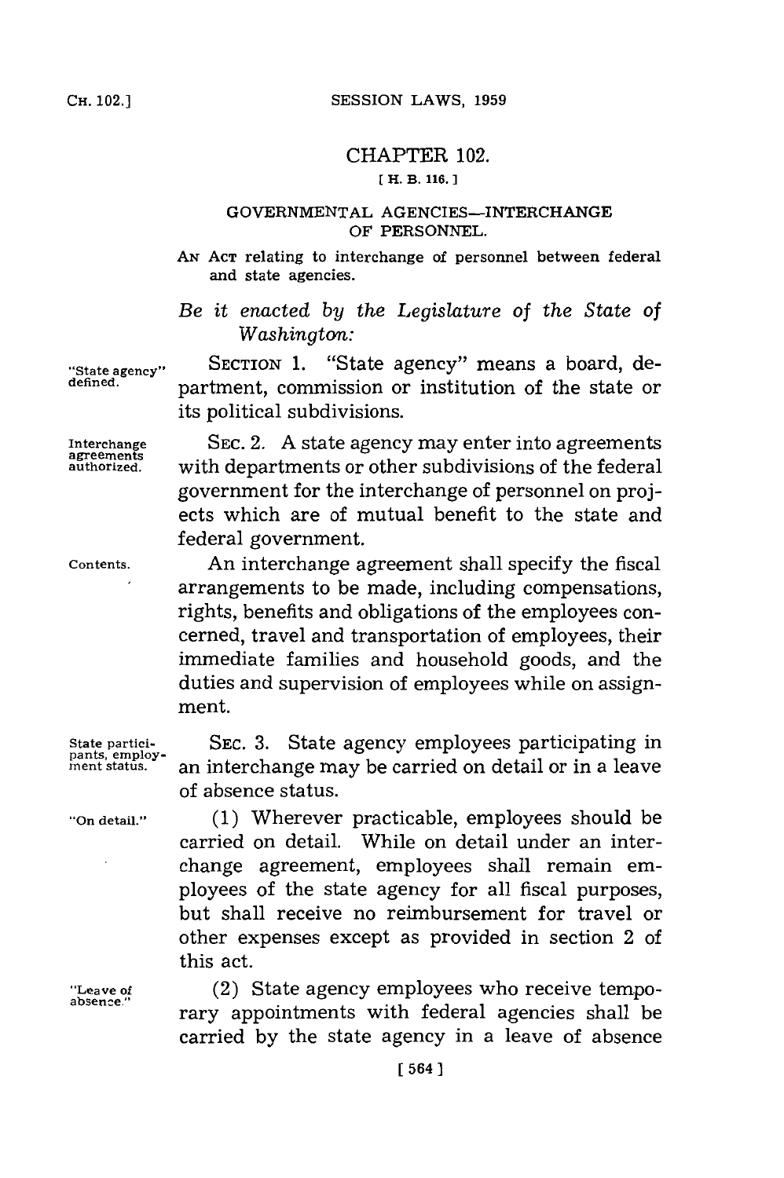# CHAPTER 102.

[ H. B. 116. ]

## GOVERNMENTAL AGENCIES—INTERCHANGE OF PERSONNEL.

AN ACT relating to interchange of personnel between federal and state agencies.

*Be it enacted by the Legislature of the State of Washington:*

"State agency" defined.

SECTION 1. "State agency" means a board, department, commission or institution of the state or its political subdivisions.

Interchange agreements authorized.

SEC. 2. A state agency may enter into agreements with departments or other subdivisions of the federal government for the interchange of personnel on projects which are of mutual benefit to the state and federal government.

Contents.

An interchange agreement shall specify the fiscal arrangements to be made, including compensations, rights, benefits and obligations of the employees concerned, travel and transportation of employees, their immediate families and household goods, and the duties and supervision of employees while on assignment.

State participants, employment status.

SEC. 3. State agency employees participating in an interchange may be carried on detail or in a leave of absence status.

"On detail."

(1) Wherever practicable, employees should be carried on detail. While on detail under an interchange agreement, employees shall remain employees of the state agency for all fiscal purposes, but shall receive no reimbursement for travel or other expenses except as provided in section 2 of this act.

"Leave of absence."

(2) State agency employees who receive temporary appointments with federal agencies shall be carried by the state agency in a leave of absence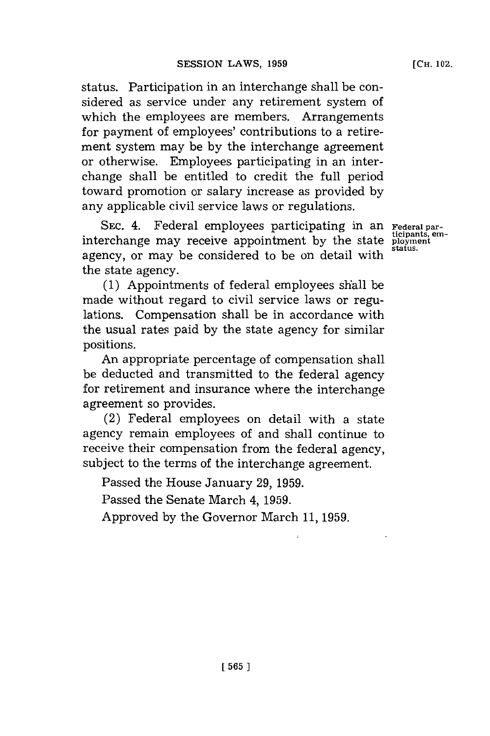status. Participation in an interchange shall be considered as service under any retirement system of which the employees are members. Arrangements for payment of employees' contributions to a retirement system may be by the interchange agreement or otherwise. Employees participating in an interchange shall be entitled to credit the full period toward promotion or salary increase as provided by any applicable civil service laws or regulations.

SEC. 4. Federal employees participating in an interchange may receive appointment by the state agency, or may be considered to be on detail with the state agency.

Federal participants, employment status.

(1) Appointments of federal employees shall be made without regard to civil service laws or regulations. Compensation shall be in accordance with the usual rates paid by the state agency for similar positions.

An appropriate percentage of compensation shall be deducted and transmitted to the federal agency for retirement and insurance where the interchange agreement so provides.

(2) Federal employees on detail with a state agency remain employees of and shall continue to receive their compensation from the federal agency, subject to the terms of the interchange agreement.

Passed the House January 29, 1959.

Passed the Senate March 4, 1959.

Approved by the Governor March 11, 1959.